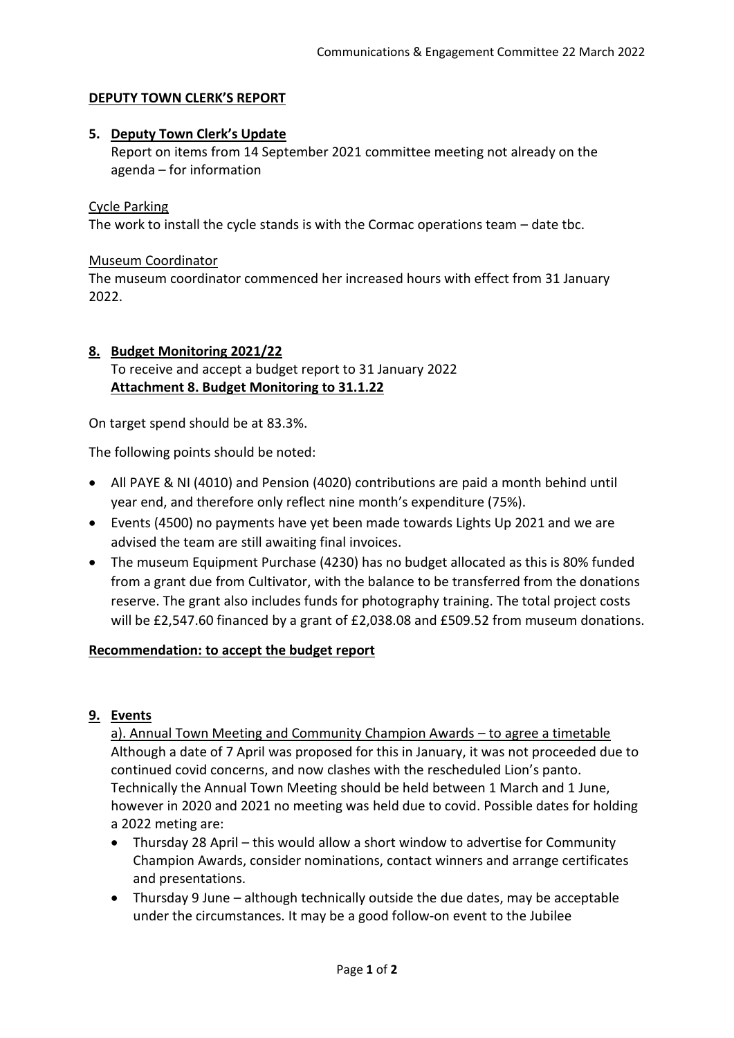## DEPUTY TOWN CLERK'S REPORT

### 5. Deputy Town Clerk's Update

Report on items from 14 September 2021 committee meeting not already on the agenda – for information

Cycle Parking

The work to install the cycle stands is with the Cormac operations team – date tbc.

Museum Coordinator

The museum coordinator commenced her increased hours with effect from 31 January 2022.

### 8. Budget Monitoring 2021/22

To receive and accept a budget report to 31 January 2022

**Attachment 8. Budget Monitoring to 31.1.22**

On target spend should be at 83.3%.

The following points should be noted:

- All PAYE & NI (4010) and Pension (4020) contributions are paid a month behind until year end, and therefore only reflect nine month's expenditure (75%).
- Events (4500) no payments have yet been made towards Lights Up 2021 and we are advised the team are still awaiting final invoices.
- The museum Equipment Purchase (4230) has no budget allocated as this is 80% funded from a grant due from Cultivator, with the balance to be transferred from the donations reserve. The grant also includes funds for photography training. The total project costs will be £2,547.60 financed by a grant of £2,038.08 and £509.52 from museum donations.

**Recommendation: to accept the budget report**

### 9. Events

a). Annual Town Meeting and Community Champion Awards – to agree a timetable

Although a date of 7 April was proposed for this in January, it was not proceeded due to continued covid concerns, and now clashes with the rescheduled Lion's panto. Technically the Annual Town Meeting should be held between 1 March and 1 June, however in 2020 and 2021 no meeting was held due to covid. Possible dates for holding a 2022 meting are:

- Thursday 28 April – this would allow a short window to advertise for Community Champion Awards, consider nominations, contact winners and arrange certificates and presentations.
- Thursday 9 June – although technically outside the due dates, may be acceptable under the circumstances. It may be a good follow-on event to the Jubilee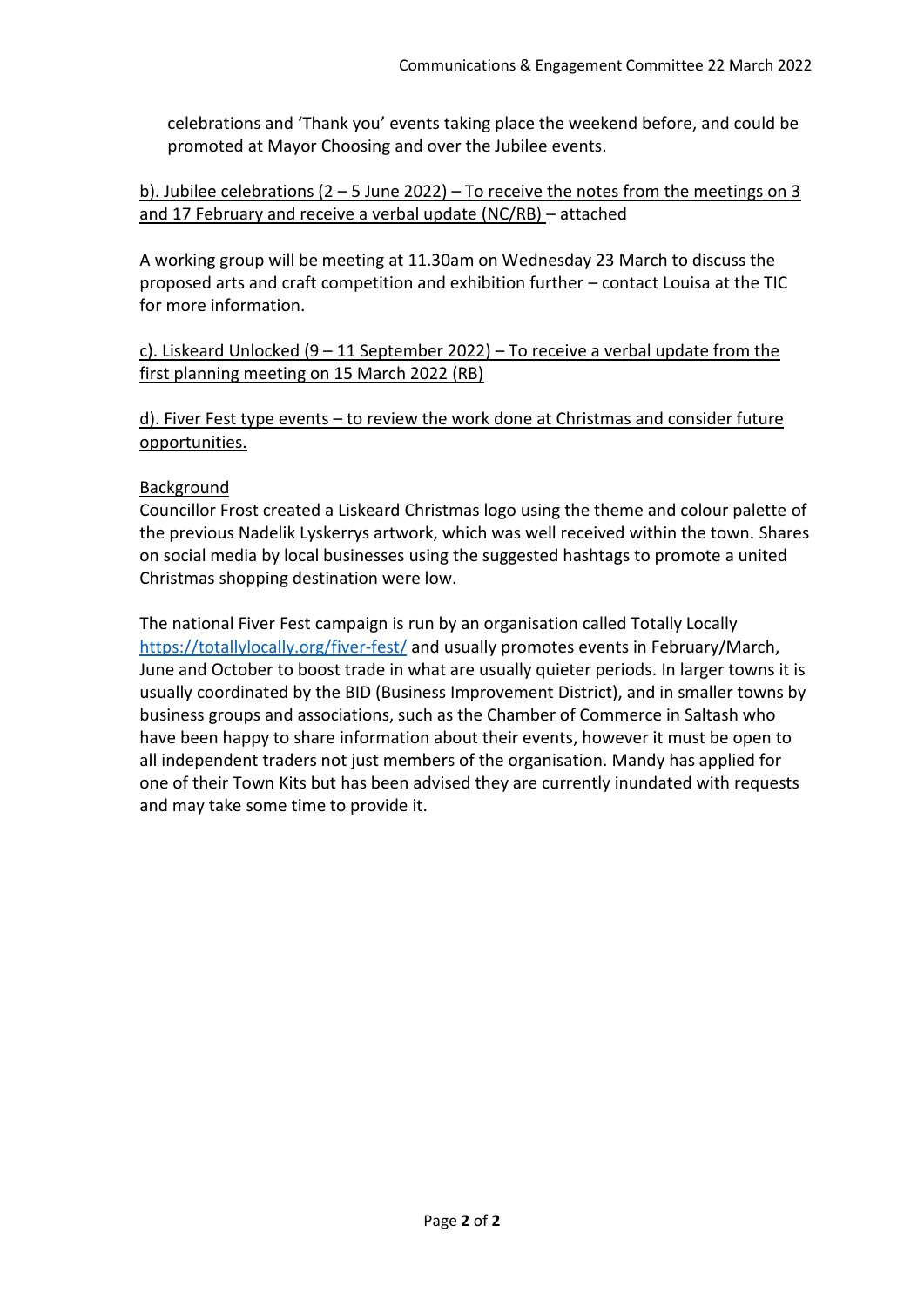celebrations and 'Thank you' events taking place the weekend before, and could be promoted at Mayor Choosing and over the Jubilee events.

b). Jubilee celebrations (2 – 5 June 2022) – To receive the notes from the meetings on 3 and 17 February and receive a verbal update (NC/RB) – attached

A working group will be meeting at 11.30am on Wednesday 23 March to discuss the proposed arts and craft competition and exhibition further – contact Louisa at the TIC for more information.

c). Liskeard Unlocked (9 – 11 September 2022) – To receive a verbal update from the first planning meeting on 15 March 2022 (RB)

d). Fiver Fest type events – to review the work done at Christmas and consider future opportunities.

Background

Councillor Frost created a Liskeard Christmas logo using the theme and colour palette of the previous Nadelik Lyskerrys artwork, which was well received within the town. Shares on social media by local businesses using the suggested hashtags to promote a united Christmas shopping destination were low.

The national Fiver Fest campaign is run by an organisation called Totally Locally https://totallylocally.org/fiver-fest/ and usually promotes events in February/March, June and October to boost trade in what are usually quieter periods. In larger towns it is usually coordinated by the BID (Business Improvement District), and in smaller towns by business groups and associations, such as the Chamber of Commerce in Saltash who have been happy to share information about their events, however it must be open to all independent traders not just members of the organisation. Mandy has applied for one of their Town Kits but has been advised they are currently inundated with requests and may take some time to provide it.